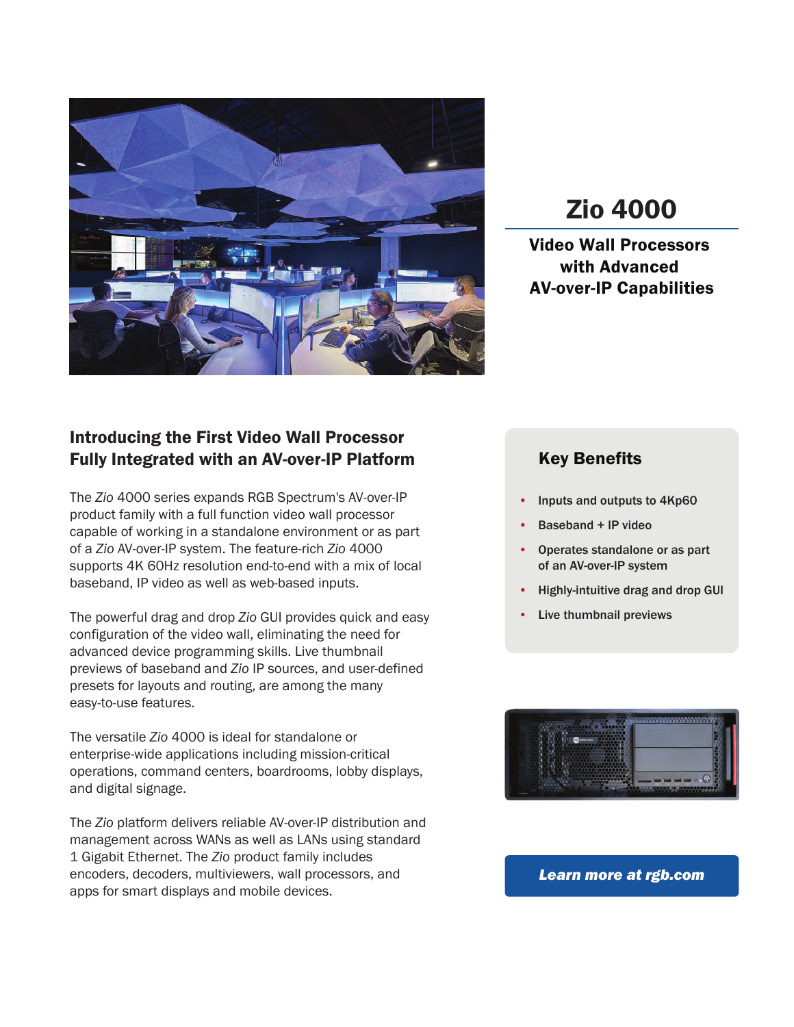# Zio 4000

## Video Wall Processors with Advanced AV-over-IP Capabilities

## Introducing the First Video Wall Processor Fully Integrated with an AV-over-IP Platform

The *Zio* 4000 series expands RGB Spectrum's AV-over-IP product family with a full function video wall processor capable of working in a standalone environment or as part of a *Zio* AV-over-IP system. The feature-rich *Zio* 4000 supports 4K 60Hz resolution end-to-end with a mix of local baseband, IP video as well as web-based inputs.

The powerful drag and drop *Zio* GUI provides quick and easy configuration of the video wall, eliminating the need for advanced device programming skills. Live thumbnail previews of baseband and *Zio* IP sources, and user-defined presets for layouts and routing, are among the many easy-to-use features.

The versatile *Zio* 4000 is ideal for standalone or enterprise-wide applications including mission-critical operations, command centers, boardrooms, lobby displays, and digital signage.

The *Zio* platform delivers reliable AV-over-IP distribution and management across WANs as well as LANs using standard 1 Gigabit Ethernet. The *Zio* product family includes encoders, decoders, multiviewers, wall processors, and apps for smart displays and mobile devices.

### Key Benefits

- Inputs and outputs to 4Kp60
- Baseband + IP video
- Operates standalone or as part of an AV-over-IP system
- Highly-intuitive drag and drop GUI
- Live thumbnail previews

***Learn more at rgb.com***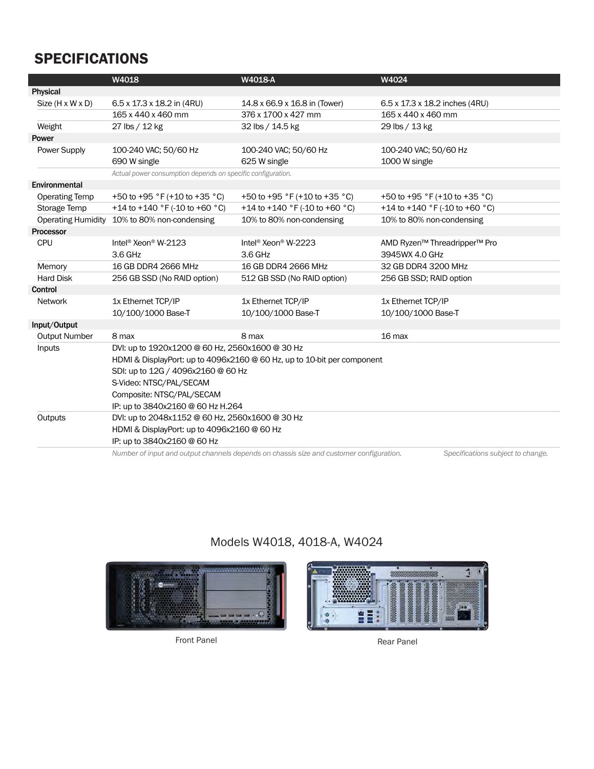## SPECIFICATIONS

| | W4018 | W4018-A | W4024 |
|---|---|---|---|
| **Physical** | | | |
| Size (H x W x D) | 6.5 x 17.3 x 18.2 in (4RU)<br>165 x 440 x 460 mm | 14.8 x 66.9 x 16.8 in (Tower)<br>376 x 1700 x 427 mm | 6.5 x 17.3 x 18.2 inches (4RU)<br>165 x 440 x 460 mm |
| Weight | 27 lbs / 12 kg | 32 lbs / 14.5 kg | 29 lbs / 13 kg |
| **Power** | | | |
| Power Supply | 100-240 VAC; 50/60 Hz<br>690 W single | 100-240 VAC; 50/60 Hz<br>625 W single | 100-240 VAC; 50/60 Hz<br>1000 W single |
| | *Actual power consumption depends on specific configuration.* | | |
| **Environmental** | | | |
| Operating Temp | +50 to +95 °F (+10 to +35 °C) | +50 to +95 °F (+10 to +35 °C) | +50 to +95 °F (+10 to +35 °C) |
| Storage Temp | +14 to +140 °F (-10 to +60 °C) | +14 to +140 °F (-10 to +60 °C) | +14 to +140 °F (-10 to +60 °C) |
| Operating Humidity | 10% to 80% non-condensing | 10% to 80% non-condensing | 10% to 80% non-condensing |
| **Processor** | | | |
| CPU | Intel® Xeon® W-2123<br>3.6 GHz | Intel® Xeon® W-2223<br>3.6 GHz | AMD Ryzen™ Threadripper™ Pro<br>3945WX 4.0 GHz |
| Memory | 16 GB DDR4 2666 MHz | 16 GB DDR4 2666 MHz | 32 GB DDR4 3200 MHz |
| Hard Disk | 256 GB SSD (No RAID option) | 512 GB SSD (No RAID option) | 256 GB SSD; RAID option |
| **Control** | | | |
| Network | 1x Ethernet TCP/IP<br>10/100/1000 Base-T | 1x Ethernet TCP/IP<br>10/100/1000 Base-T | 1x Ethernet TCP/IP<br>10/100/1000 Base-T |
| **Input/Output** | | | |
| Output Number | 8 max | 8 max | 16 max |
| Inputs | DVI: up to 1920x1200 @ 60 Hz, 2560x1600 @ 30 Hz<br>HDMI & DisplayPort: up to 4096x2160 @ 60 Hz, up to 10-bit per component<br>SDI: up to 12G / 4096x2160 @ 60 Hz<br>S-Video: NTSC/PAL/SECAM<br>Composite: NTSC/PAL/SECAM<br>IP: up to 3840x2160 @ 60 Hz H.264 | | |
| Outputs | DVI: up to 2048x1152 @ 60 Hz, 2560x1600 @ 30 Hz<br>HDMI & DisplayPort: up to 4096x2160 @ 60 Hz<br>IP: up to 3840x2160 @ 60 Hz | | |

*Number of input and output channels depends on chassis size and customer configuration.* *Specifications subject to change.*

Models W4018, 4018-A, W4024

Front Panel

Rear Panel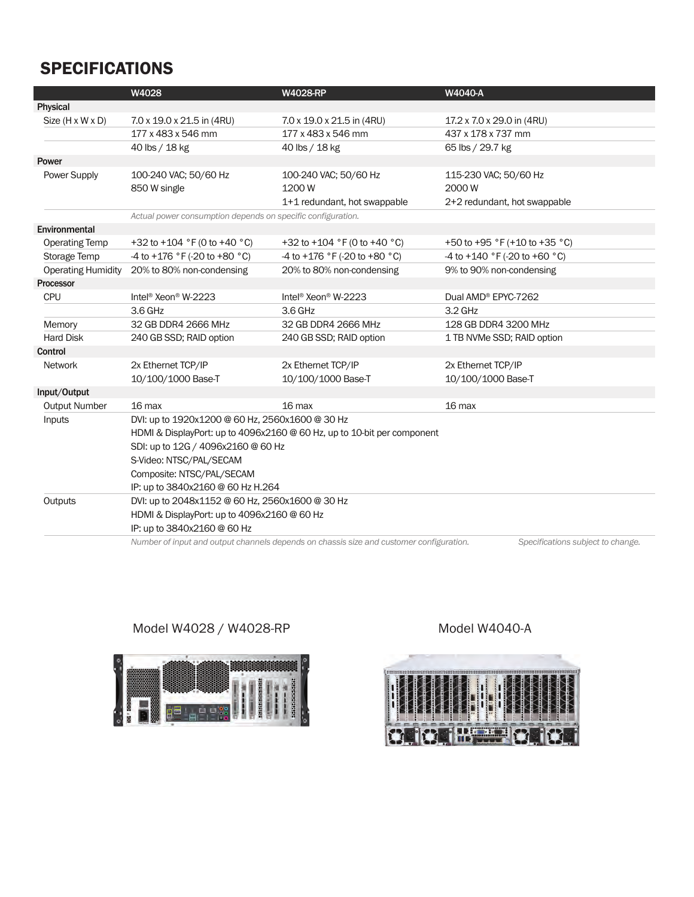## SPECIFICATIONS

| | W4028 | W4028-RP | W4040-A |
|---|---|---|---|
| **Physical** | | | |
| Size (H x W x D) | 7.0 x 19.0 x 21.5 in (4RU) | 7.0 x 19.0 x 21.5 in (4RU) | 17.2 x 7.0 x 29.0 in (4RU) |
| | 177 x 483 x 546 mm | 177 x 483 x 546 mm | 437 x 178 x 737 mm |
| | 40 lbs / 18 kg | 40 lbs / 18 kg | 65 lbs / 29.7 kg |
| **Power** | | | |
| Power Supply | 100-240 VAC; 50/60 Hz<br>850 W single | 100-240 VAC; 50/60 Hz<br>1200 W<br>1+1 redundant, hot swappable | 115-230 VAC; 50/60 Hz<br>2000 W<br>2+2 redundant, hot swappable |
| | *Actual power consumption depends on specific configuration.* | | |
| **Environmental** | | | |
| Operating Temp | +32 to +104 °F (0 to +40 °C) | +32 to +104 °F (0 to +40 °C) | +50 to +95 °F (+10 to +35 °C) |
| Storage Temp | -4 to +176 °F (-20 to +80 °C) | -4 to +176 °F (-20 to +80 °C) | -4 to +140 °F (-20 to +60 °C) |
| Operating Humidity | 20% to 80% non-condensing | 20% to 80% non-condensing | 9% to 90% non-condensing |
| **Processor** | | | |
| CPU | Intel® Xeon® W-2223 | Intel® Xeon® W-2223 | Dual AMD® EPYC-7262 |
| | 3.6 GHz | 3.6 GHz | 3.2 GHz |
| Memory | 32 GB DDR4 2666 MHz | 32 GB DDR4 2666 MHz | 128 GB DDR4 3200 MHz |
| Hard Disk | 240 GB SSD; RAID option | 240 GB SSD; RAID option | 1 TB NVMe SSD; RAID option |
| **Control** | | | |
| Network | 2x Ethernet TCP/IP<br>10/100/1000 Base-T | 2x Ethernet TCP/IP<br>10/100/1000 Base-T | 2x Ethernet TCP/IP<br>10/100/1000 Base-T |
| **Input/Output** | | | |
| Output Number | 16 max | 16 max | 16 max |
| Inputs | DVI: up to 1920x1200 @ 60 Hz, 2560x1600 @ 30 Hz<br>HDMI & DisplayPort: up to 4096x2160 @ 60 Hz, up to 10-bit per component<br>SDI: up to 12G / 4096x2160 @ 60 Hz<br>S-Video: NTSC/PAL/SECAM<br>Composite: NTSC/PAL/SECAM<br>IP: up to 3840x2160 @ 60 Hz H.264 | | |
| Outputs | DVI: up to 2048x1152 @ 60 Hz, 2560x1600 @ 30 Hz<br>HDMI & DisplayPort: up to 4096x2160 @ 60 Hz<br>IP: up to 3840x2160 @ 60 Hz | | |

*Number of input and output channels depends on chassis size and customer configuration.* *Specifications subject to change.*

Model W4028 / W4028-RP

Model W4040-A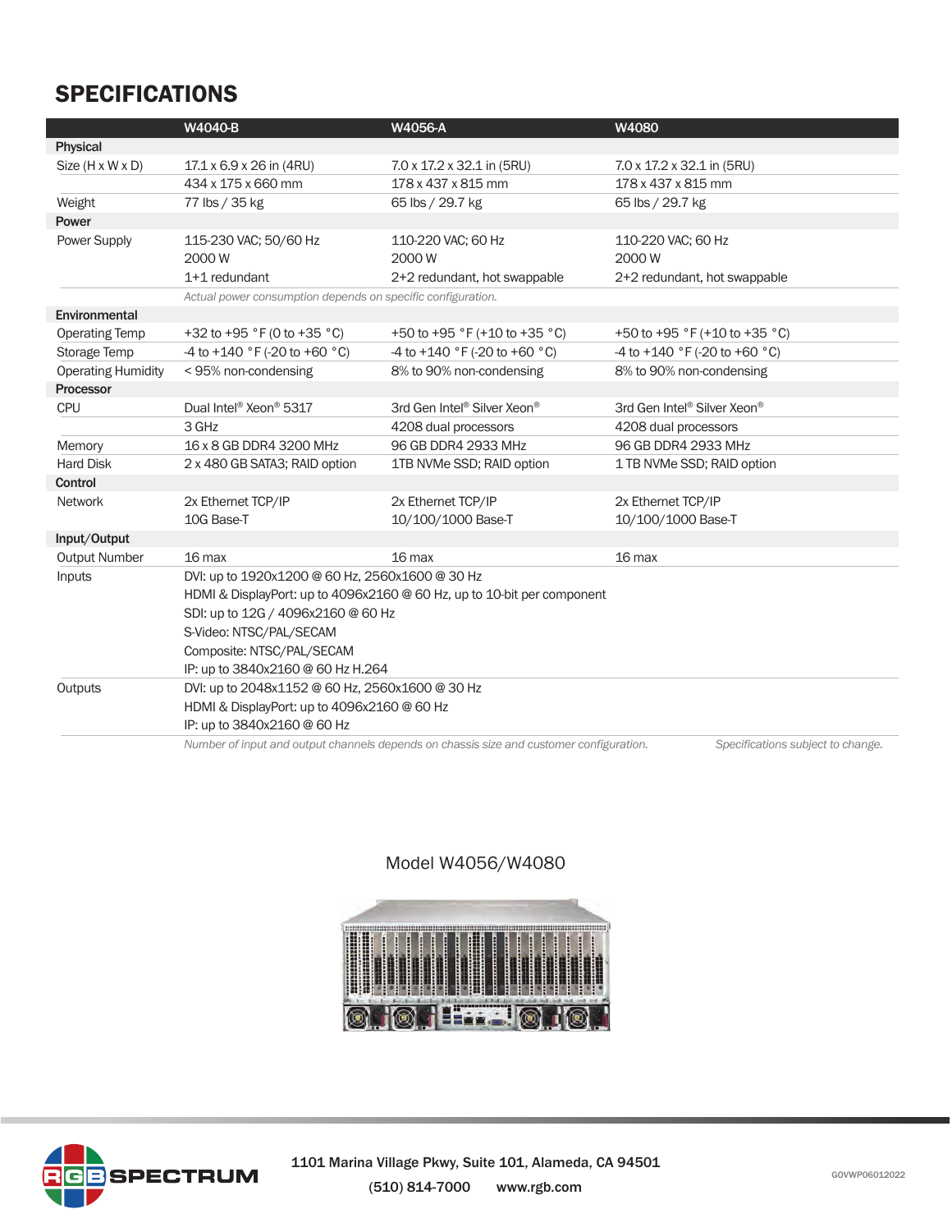## SPECIFICATIONS

| | W4040-B | W4056-A | W4080 |
|---|---|---|---|
| **Physical** | | | |
| Size (H x W x D) | 17.1 x 6.9 x 26 in (4RU)<br>434 x 175 x 660 mm | 7.0 x 17.2 x 32.1 in (5RU)<br>178 x 437 x 815 mm | 7.0 x 17.2 x 32.1 in (5RU)<br>178 x 437 x 815 mm |
| Weight | 77 lbs / 35 kg | 65 lbs / 29.7 kg | 65 lbs / 29.7 kg |
| **Power** | | | |
| Power Supply | 115-230 VAC; 50/60 Hz<br>2000 W<br>1+1 redundant | 110-220 VAC; 60 Hz<br>2000 W<br>2+2 redundant, hot swappable | 110-220 VAC; 60 Hz<br>2000 W<br>2+2 redundant, hot swappable |
| | *Actual power consumption depends on specific configuration.* | | |
| **Environmental** | | | |
| Operating Temp | +32 to +95 °F (0 to +35 °C) | +50 to +95 °F (+10 to +35 °C) | +50 to +95 °F (+10 to +35 °C) |
| Storage Temp | -4 to +140 °F (-20 to +60 °C) | -4 to +140 °F (-20 to +60 °C) | -4 to +140 °F (-20 to +60 °C) |
| Operating Humidity | < 95% non-condensing | 8% to 90% non-condensing | 8% to 90% non-condensing |
| **Processor** | | | |
| CPU | Dual Intel® Xeon® 5317<br>3 GHz | 3rd Gen Intel® Silver Xeon®<br>4208 dual processors | 3rd Gen Intel® Silver Xeon®<br>4208 dual processors |
| Memory | 16 x 8 GB DDR4 3200 MHz | 96 GB DDR4 2933 MHz | 96 GB DDR4 2933 MHz |
| Hard Disk | 2 x 480 GB SATA3; RAID option | 1TB NVMe SSD; RAID option | 1 TB NVMe SSD; RAID option |
| **Control** | | | |
| Network | 2x Ethernet TCP/IP<br>10G Base-T | 2x Ethernet TCP/IP<br>10/100/1000 Base-T | 2x Ethernet TCP/IP<br>10/100/1000 Base-T |
| **Input/Output** | | | |
| Output Number | 16 max | 16 max | 16 max |
| Inputs | DVI: up to 1920x1200 @ 60 Hz, 2560x1600 @ 30 Hz<br>HDMI & DisplayPort: up to 4096x2160 @ 60 Hz, up to 10-bit per component<br>SDI: up to 12G / 4096x2160 @ 60 Hz<br>S-Video: NTSC/PAL/SECAM<br>Composite: NTSC/PAL/SECAM<br>IP: up to 3840x2160 @ 60 Hz H.264 | | |
| Outputs | DVI: up to 2048x1152 @ 60 Hz, 2560x1600 @ 30 Hz<br>HDMI & DisplayPort: up to 4096x2160 @ 60 Hz<br>IP: up to 3840x2160 @ 60 Hz | | |

*Number of input and output channels depends on chassis size and customer configuration.* *Specifications subject to change.*

Model W4056/W4080

RGB SPECTRUM

1101 Marina Village Pkwy, Suite 101, Alameda, CA 94501

(510) 814-7000 www.rgb.com

G0VWP06012022